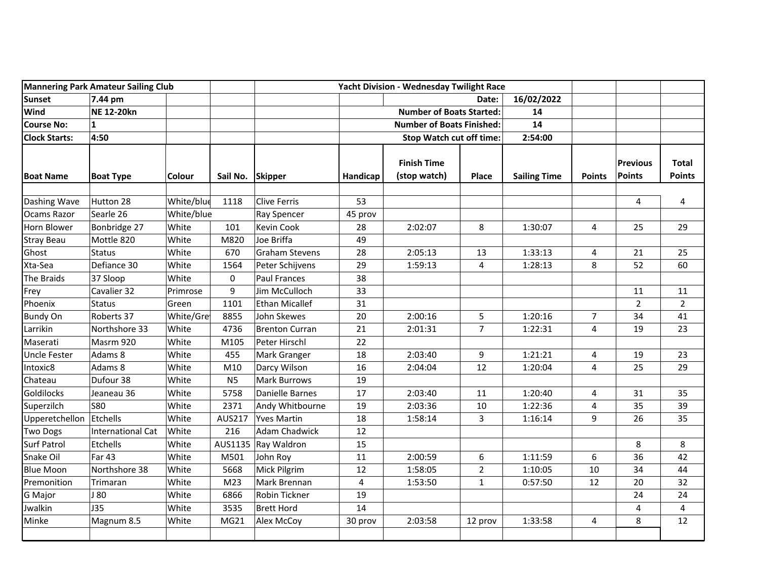| Mannering Park Amateur Sailing Club | | | | | Yacht Division - Wednesday Twilight Race | | | | | | |
|---|---|---|---|---|---|---|---|---|---|---|---|
| Sunset | 7.44 pm | | | | | | Date: | 16/02/2022 | | | |
| Wind | NE 12-20kn | | | | | | Number of Boats Started: | 14 | | | |
| Course No: | 1 | | | | | | Number of Boats Finished: | 14 | | | |
| Clock Starts: | 4:50 | | | | | | Stop Watch cut off time: | 2:54:00 | | | |
| Boat Name | Boat Type | Colour | Sail No. | Skipper | Handicap | Finish Time (stop watch) | Place | Sailing Time | Points | Previous Points | Total Points |
| | | | | | | | | | | | |
| Dashing Wave | Hutton 28 | White/blue | 1118 | Clive Ferris | 53 | | | | | 4 | 4 |
| Ocams Razor | Searle 26 | White/blue | | Ray Spencer | 45 prov | | | | | | |
| Horn Blower | Bonbridge 27 | White | 101 | Kevin Cook | 28 | 2:02:07 | 8 | 1:30:07 | 4 | 25 | 29 |
| Stray Beau | Mottle 820 | White | M820 | Joe Briffa | 49 | | | | | | |
| Ghost | Status | White | 670 | Graham Stevens | 28 | 2:05:13 | 13 | 1:33:13 | 4 | 21 | 25 |
| Xta-Sea | Defiance 30 | White | 1564 | Peter Schijvens | 29 | 1:59:13 | 4 | 1:28:13 | 8 | 52 | 60 |
| The Braids | 37 Sloop | White | 0 | Paul Frances | 38 | | | | | | |
| Frey | Cavalier 32 | Primrose | 9 | Jim McCulloch | 33 | | | | | 11 | 11 |
| Phoenix | Status | Green | 1101 | Ethan Micallef | 31 | | | | | 2 | 2 |
| Bundy On | Roberts 37 | White/Grey | 8855 | John Skewes | 20 | 2:00:16 | 5 | 1:20:16 | 7 | 34 | 41 |
| Larrikin | Northshore 33 | White | 4736 | Brenton Curran | 21 | 2:01:31 | 7 | 1:22:31 | 4 | 19 | 23 |
| Maserati | Masrm 920 | White | M105 | Peter Hirschl | 22 | | | | | | |
| Uncle Fester | Adams 8 | White | 455 | Mark Granger | 18 | 2:03:40 | 9 | 1:21:21 | 4 | 19 | 23 |
| Intoxic8 | Adams 8 | White | M10 | Darcy Wilson | 16 | 2:04:04 | 12 | 1:20:04 | 4 | 25 | 29 |
| Chateau | Dufour 38 | White | N5 | Mark Burrows | 19 | | | | | | |
| Goldilocks | Jeaneau 36 | White | 5758 | Danielle Barnes | 17 | 2:03:40 | 11 | 1:20:40 | 4 | 31 | 35 |
| Superzilch | S80 | White | 2371 | Andy Whitbourne | 19 | 2:03:36 | 10 | 1:22:36 | 4 | 35 | 39 |
| Upperetchellon | Etchells | White | AUS217 | Yves Martin | 18 | 1:58:14 | 3 | 1:16:14 | 9 | 26 | 35 |
| Two Dogs | International Cat | White | 216 | Adam Chadwick | 12 | | | | | | |
| Surf Patrol | Etchells | White | AUS1135 | Ray Waldron | 15 | | | | | 8 | 8 |
| Snake Oil | Far 43 | White | M501 | John Roy | 11 | 2:00:59 | 6 | 1:11:59 | 6 | 36 | 42 |
| Blue Moon | Northshore 38 | White | 5668 | Mick Pilgrim | 12 | 1:58:05 | 2 | 1:10:05 | 10 | 34 | 44 |
| Premonition | Trimaran | White | M23 | Mark Brennan | 4 | 1:53:50 | 1 | 0:57:50 | 12 | 20 | 32 |
| G Major | J 80 | White | 6866 | Robin Tickner | 19 | | | | | 24 | 24 |
| Jwalkin | J35 | White | 3535 | Brett Hord | 14 | | | | | 4 | 4 |
| Minke | Magnum 8.5 | White | MG21 | Alex McCoy | 30 prov | 2:03:58 | 12 prov | 1:33:58 | 4 | 8 | 12 |
| | | | | | | | | | | | |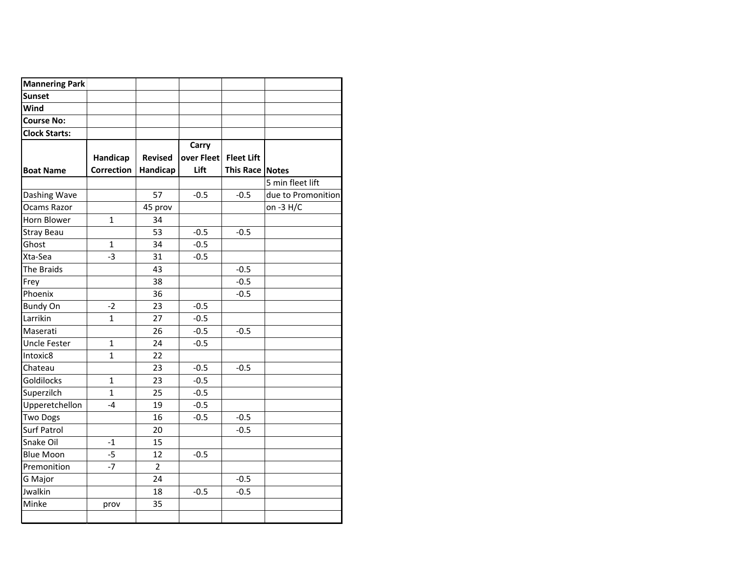| | | | | | |
|---|---|---|---|---|---|
| **Mannering Park** | | | | | |
| **Sunset** | | | | | |
| **Wind** | | | | | |
| **Course No:** | | | | | |
| **Clock Starts:** | | | | | |
| **Boat Name** | **Handicap Correction** | **Revised Handicap** | **Carry over Fleet Lift** | **Fleet Lift This Race** | **Notes** |
| | | | | | 5 min fleet lift |
| Dashing Wave | | 57 | -0.5 | -0.5 | due to Promonition |
| Ocams Razor | | 45 prov | | | on -3 H/C |
| Horn Blower | 1 | 34 | | | |
| Stray Beau | | 53 | -0.5 | -0.5 | |
| Ghost | 1 | 34 | -0.5 | | |
| Xta-Sea | -3 | 31 | -0.5 | | |
| The Braids | | 43 | | -0.5 | |
| Frey | | 38 | | -0.5 | |
| Phoenix | | 36 | | -0.5 | |
| Bundy On | -2 | 23 | -0.5 | | |
| Larrikin | 1 | 27 | -0.5 | | |
| Maserati | | 26 | -0.5 | -0.5 | |
| Uncle Fester | 1 | 24 | -0.5 | | |
| Intoxic8 | 1 | 22 | | | |
| Chateau | | 23 | -0.5 | -0.5 | |
| Goldilocks | 1 | 23 | -0.5 | | |
| Superzilch | 1 | 25 | -0.5 | | |
| Upperetchellon | -4 | 19 | -0.5 | | |
| Two Dogs | | 16 | -0.5 | -0.5 | |
| Surf Patrol | | 20 | | -0.5 | |
| Snake Oil | -1 | 15 | | | |
| Blue Moon | -5 | 12 | -0.5 | | |
| Premonition | -7 | 2 | | | |
| G Major | | 24 | | -0.5 | |
| Jwalkin | | 18 | -0.5 | -0.5 | |
| Minke | prov | 35 | | | |
| | | | | | |